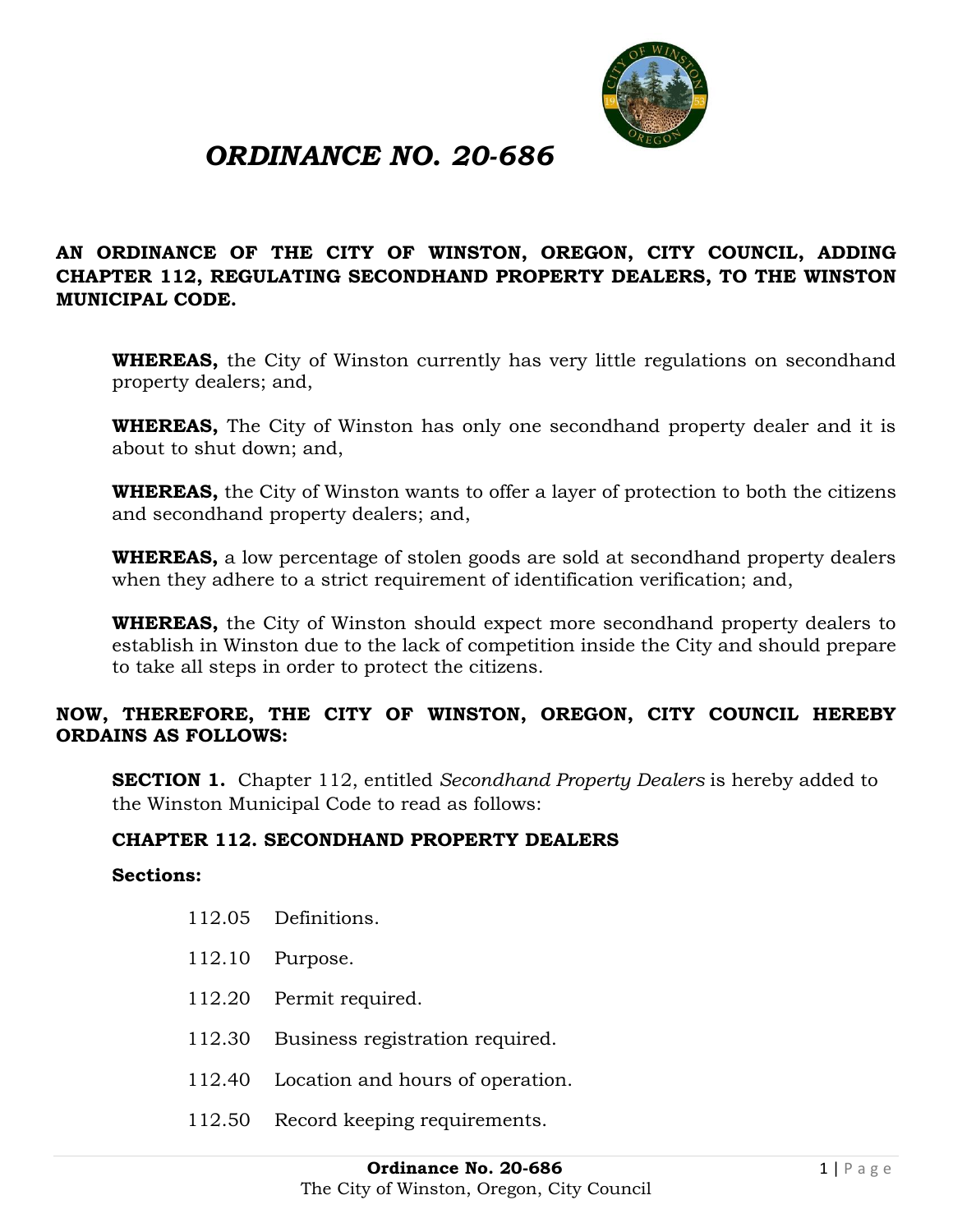# *ORDINANCE NO. 20-686*

**AN ORDINANCE OF THE CITY OF WINSTON, OREGON, CITY COUNCIL, ADDING CHAPTER 112, REGULATING SECONDHAND PROPERTY DEALERS, TO THE WINSTON MUNICIPAL CODE.**

**WHEREAS,** the City of Winston currently has very little regulations on secondhand property dealers; and,

**WHEREAS,** The City of Winston has only one secondhand property dealer and it is about to shut down; and,

**WHEREAS,** the City of Winston wants to offer a layer of protection to both the citizens and secondhand property dealers; and,

**WHEREAS,** a low percentage of stolen goods are sold at secondhand property dealers when they adhere to a strict requirement of identification verification; and,

**WHEREAS,** the City of Winston should expect more secondhand property dealers to establish in Winston due to the lack of competition inside the City and should prepare to take all steps in order to protect the citizens.

**NOW, THEREFORE, THE CITY OF WINSTON, OREGON, CITY COUNCIL HEREBY ORDAINS AS FOLLOWS:**

**SECTION 1.** Chapter 112, entitled *Secondhand Property Dealers* is hereby added to the Winston Municipal Code to read as follows:

**CHAPTER 112. SECONDHAND PROPERTY DEALERS**

**Sections:**

112.05 Definitions.

112.10 Purpose.

112.20 Permit required.

112.30 Business registration required.

112.40 Location and hours of operation.

112.50 Record keeping requirements.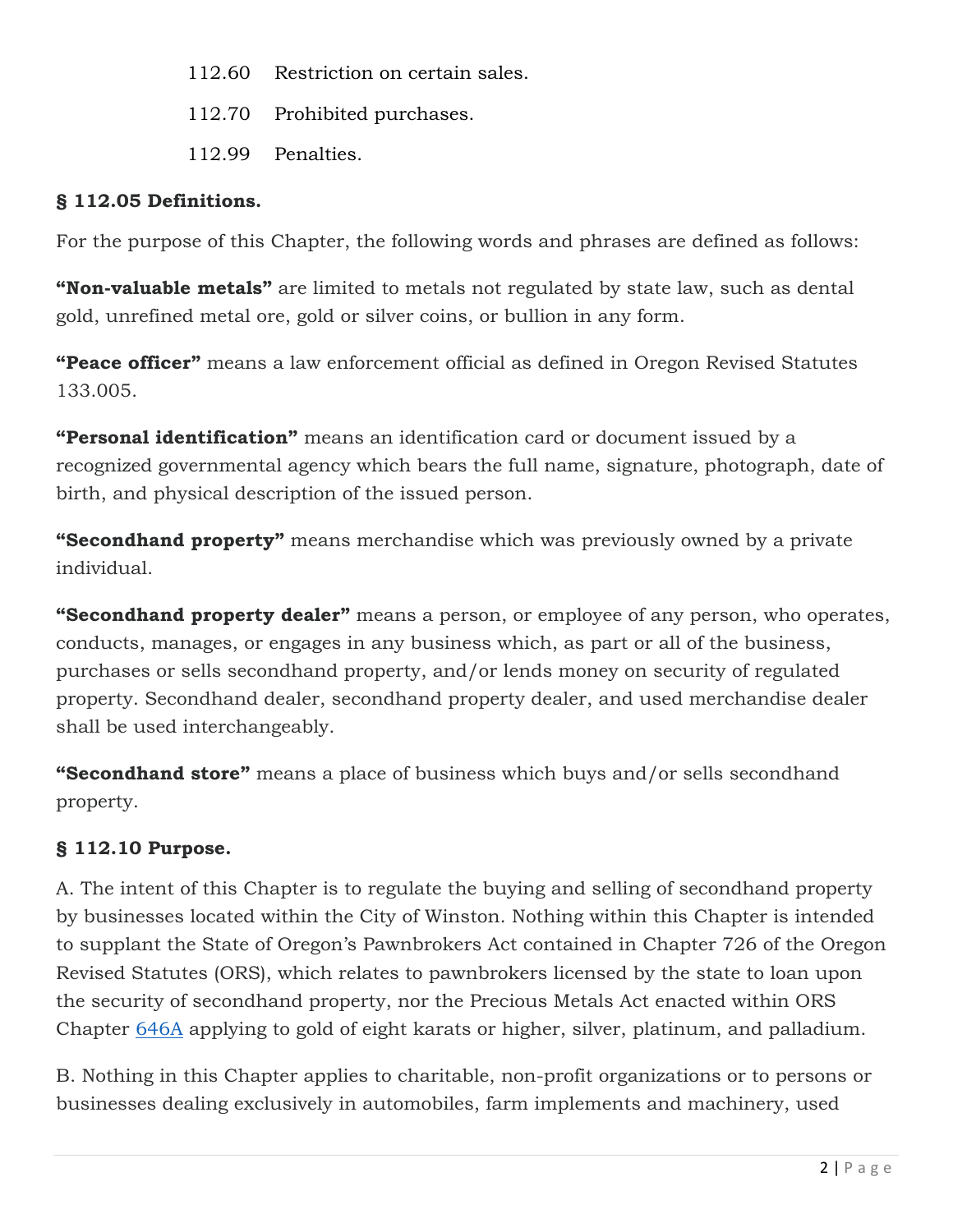112.60 Restriction on certain sales.

112.70 Prohibited purchases.

112.99 Penalties.

**§ 112.05 Definitions.**

For the purpose of this Chapter, the following words and phrases are defined as follows:

**"Non-valuable metals"** are limited to metals not regulated by state law, such as dental gold, unrefined metal ore, gold or silver coins, or bullion in any form.

**"Peace officer"** means a law enforcement official as defined in Oregon Revised Statutes 133.005.

**"Personal identification"** means an identification card or document issued by a recognized governmental agency which bears the full name, signature, photograph, date of birth, and physical description of the issued person.

**"Secondhand property"** means merchandise which was previously owned by a private individual.

**"Secondhand property dealer"** means a person, or employee of any person, who operates, conducts, manages, or engages in any business which, as part or all of the business, purchases or sells secondhand property, and/or lends money on security of regulated property. Secondhand dealer, secondhand property dealer, and used merchandise dealer shall be used interchangeably.

**"Secondhand store"** means a place of business which buys and/or sells secondhand property.

**§ 112.10 Purpose.**

A. The intent of this Chapter is to regulate the buying and selling of secondhand property by businesses located within the City of Winston. Nothing within this Chapter is intended to supplant the State of Oregon's Pawnbrokers Act contained in Chapter 726 of the Oregon Revised Statutes (ORS), which relates to pawnbrokers licensed by the state to loan upon the security of secondhand property, nor the Precious Metals Act enacted within ORS Chapter 646A applying to gold of eight karats or higher, silver, platinum, and palladium.

B. Nothing in this Chapter applies to charitable, non-profit organizations or to persons or businesses dealing exclusively in automobiles, farm implements and machinery, used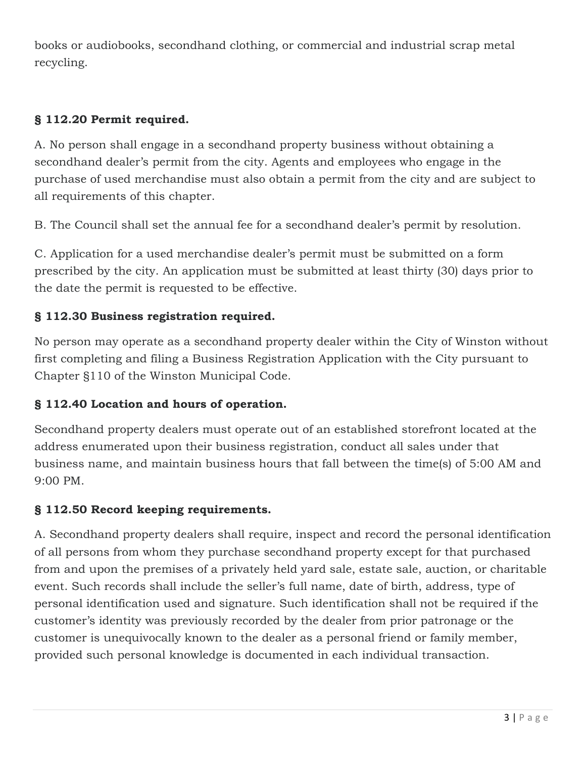books or audiobooks, secondhand clothing, or commercial and industrial scrap metal recycling.

### § 112.20 Permit required.

A. No person shall engage in a secondhand property business without obtaining a secondhand dealer's permit from the city. Agents and employees who engage in the purchase of used merchandise must also obtain a permit from the city and are subject to all requirements of this chapter.

B. The Council shall set the annual fee for a secondhand dealer's permit by resolution.

C. Application for a used merchandise dealer's permit must be submitted on a form prescribed by the city. An application must be submitted at least thirty (30) days prior to the date the permit is requested to be effective.

### § 112.30 Business registration required.

No person may operate as a secondhand property dealer within the City of Winston without first completing and filing a Business Registration Application with the City pursuant to Chapter §110 of the Winston Municipal Code.

### § 112.40 Location and hours of operation.

Secondhand property dealers must operate out of an established storefront located at the address enumerated upon their business registration, conduct all sales under that business name, and maintain business hours that fall between the time(s) of 5:00 AM and 9:00 PM.

### § 112.50 Record keeping requirements.

A. Secondhand property dealers shall require, inspect and record the personal identification of all persons from whom they purchase secondhand property except for that purchased from and upon the premises of a privately held yard sale, estate sale, auction, or charitable event. Such records shall include the seller's full name, date of birth, address, type of personal identification used and signature. Such identification shall not be required if the customer's identity was previously recorded by the dealer from prior patronage or the customer is unequivocally known to the dealer as a personal friend or family member, provided such personal knowledge is documented in each individual transaction.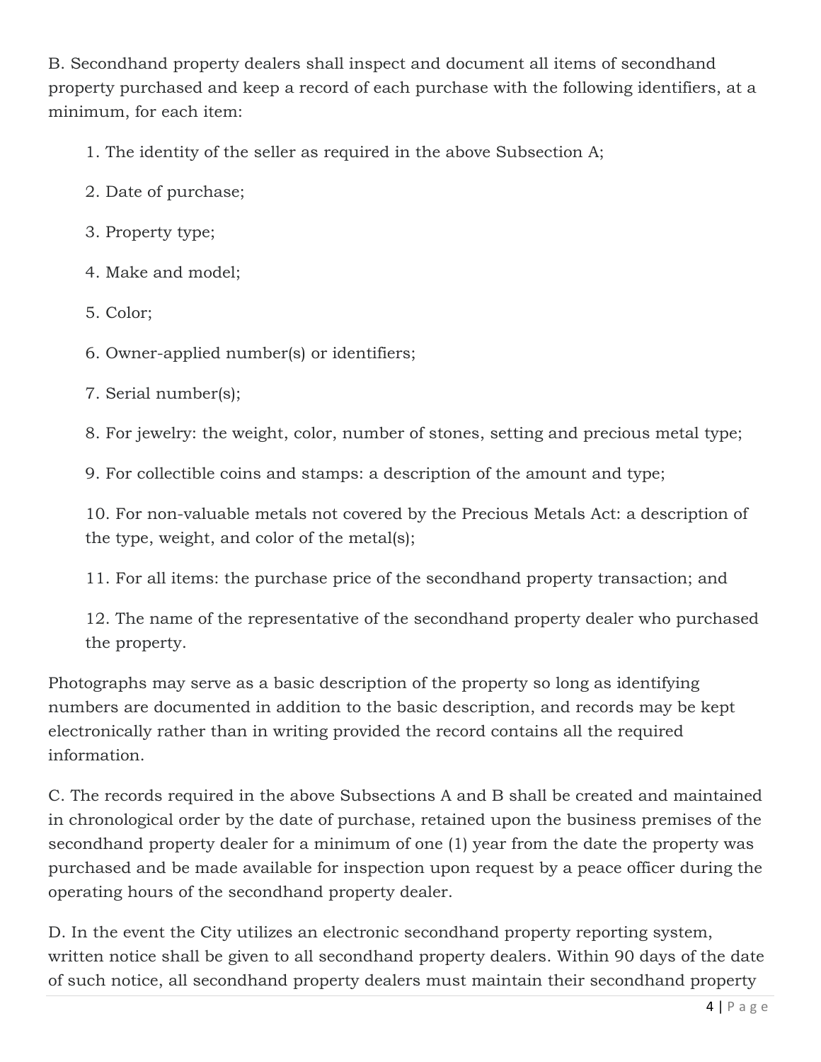B. Secondhand property dealers shall inspect and document all items of secondhand property purchased and keep a record of each purchase with the following identifiers, at a minimum, for each item:

1. The identity of the seller as required in the above Subsection A;
2. Date of purchase;
3. Property type;
4. Make and model;
5. Color;
6. Owner-applied number(s) or identifiers;
7. Serial number(s);
8. For jewelry: the weight, color, number of stones, setting and precious metal type;
9. For collectible coins and stamps: a description of the amount and type;
10. For non-valuable metals not covered by the Precious Metals Act: a description of the type, weight, and color of the metal(s);
11. For all items: the purchase price of the secondhand property transaction; and
12. The name of the representative of the secondhand property dealer who purchased the property.

Photographs may serve as a basic description of the property so long as identifying numbers are documented in addition to the basic description, and records may be kept electronically rather than in writing provided the record contains all the required information.

C. The records required in the above Subsections A and B shall be created and maintained in chronological order by the date of purchase, retained upon the business premises of the secondhand property dealer for a minimum of one (1) year from the date the property was purchased and be made available for inspection upon request by a peace officer during the operating hours of the secondhand property dealer.

D. In the event the City utilizes an electronic secondhand property reporting system, written notice shall be given to all secondhand property dealers. Within 90 days of the date of such notice, all secondhand property dealers must maintain their secondhand property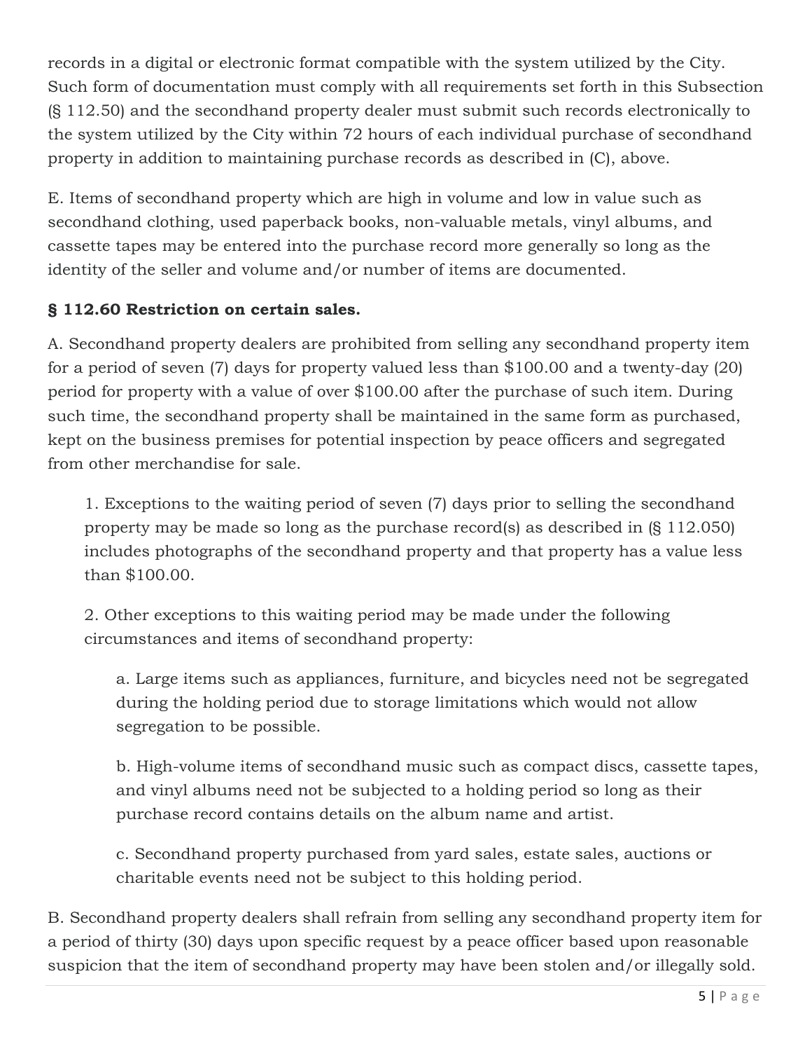records in a digital or electronic format compatible with the system utilized by the City. Such form of documentation must comply with all requirements set forth in this Subsection (§ 112.50) and the secondhand property dealer must submit such records electronically to the system utilized by the City within 72 hours of each individual purchase of secondhand property in addition to maintaining purchase records as described in (C), above.

E. Items of secondhand property which are high in volume and low in value such as secondhand clothing, used paperback books, non-valuable metals, vinyl albums, and cassette tapes may be entered into the purchase record more generally so long as the identity of the seller and volume and/or number of items are documented.

### § 112.60 Restriction on certain sales.

A. Secondhand property dealers are prohibited from selling any secondhand property item for a period of seven (7) days for property valued less than $100.00 and a twenty-day (20) period for property with a value of over $100.00 after the purchase of such item. During such time, the secondhand property shall be maintained in the same form as purchased, kept on the business premises for potential inspection by peace officers and segregated from other merchandise for sale.

1. Exceptions to the waiting period of seven (7) days prior to selling the secondhand property may be made so long as the purchase record(s) as described in (§ 112.050) includes photographs of the secondhand property and that property has a value less than $100.00.

2. Other exceptions to this waiting period may be made under the following circumstances and items of secondhand property:

   a. Large items such as appliances, furniture, and bicycles need not be segregated during the holding period due to storage limitations which would not allow segregation to be possible.

   b. High-volume items of secondhand music such as compact discs, cassette tapes, and vinyl albums need not be subjected to a holding period so long as their purchase record contains details on the album name and artist.

   c. Secondhand property purchased from yard sales, estate sales, auctions or charitable events need not be subject to this holding period.

B. Secondhand property dealers shall refrain from selling any secondhand property item for a period of thirty (30) days upon specific request by a peace officer based upon reasonable suspicion that the item of secondhand property may have been stolen and/or illegally sold.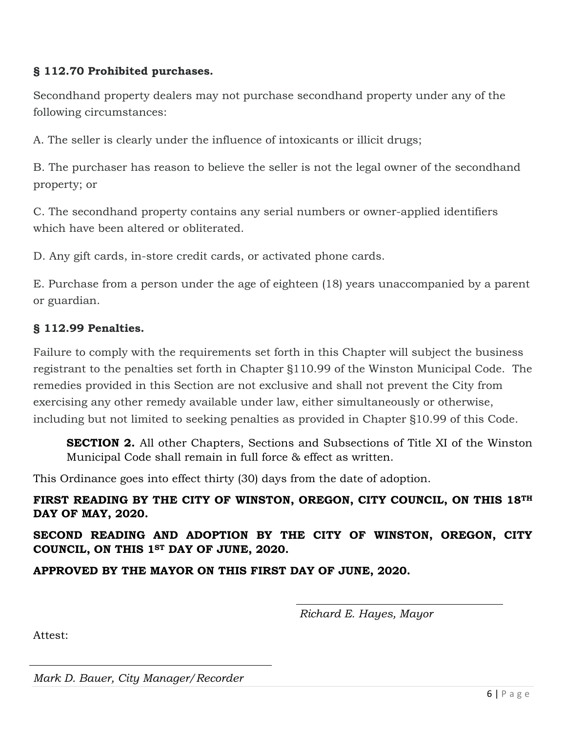**§ 112.70 Prohibited purchases.**

Secondhand property dealers may not purchase secondhand property under any of the following circumstances:

A. The seller is clearly under the influence of intoxicants or illicit drugs;

B. The purchaser has reason to believe the seller is not the legal owner of the secondhand property; or

C. The secondhand property contains any serial numbers or owner-applied identifiers which have been altered or obliterated.

D. Any gift cards, in-store credit cards, or activated phone cards.

E. Purchase from a person under the age of eighteen (18) years unaccompanied by a parent or guardian.

**§ 112.99 Penalties.**

Failure to comply with the requirements set forth in this Chapter will subject the business registrant to the penalties set forth in Chapter §110.99 of the Winston Municipal Code. The remedies provided in this Section are not exclusive and shall not prevent the City from exercising any other remedy available under law, either simultaneously or otherwise, including but not limited to seeking penalties as provided in Chapter §10.99 of this Code.

**SECTION 2.** All other Chapters, Sections and Subsections of Title XI of the Winston Municipal Code shall remain in full force & effect as written.

This Ordinance goes into effect thirty (30) days from the date of adoption.

**FIRST READING BY THE CITY OF WINSTON, OREGON, CITY COUNCIL, ON THIS 18TH DAY OF MAY, 2020.**

**SECOND READING AND ADOPTION BY THE CITY OF WINSTON, OREGON, CITY COUNCIL, ON THIS 1ST DAY OF JUNE, 2020.**

**APPROVED BY THE MAYOR ON THIS FIRST DAY OF JUNE, 2020.**

_______________________________

*Richard E. Hayes, Mayor*

Attest:

_______________________________

*Mark D. Bauer, City Manager/Recorder*